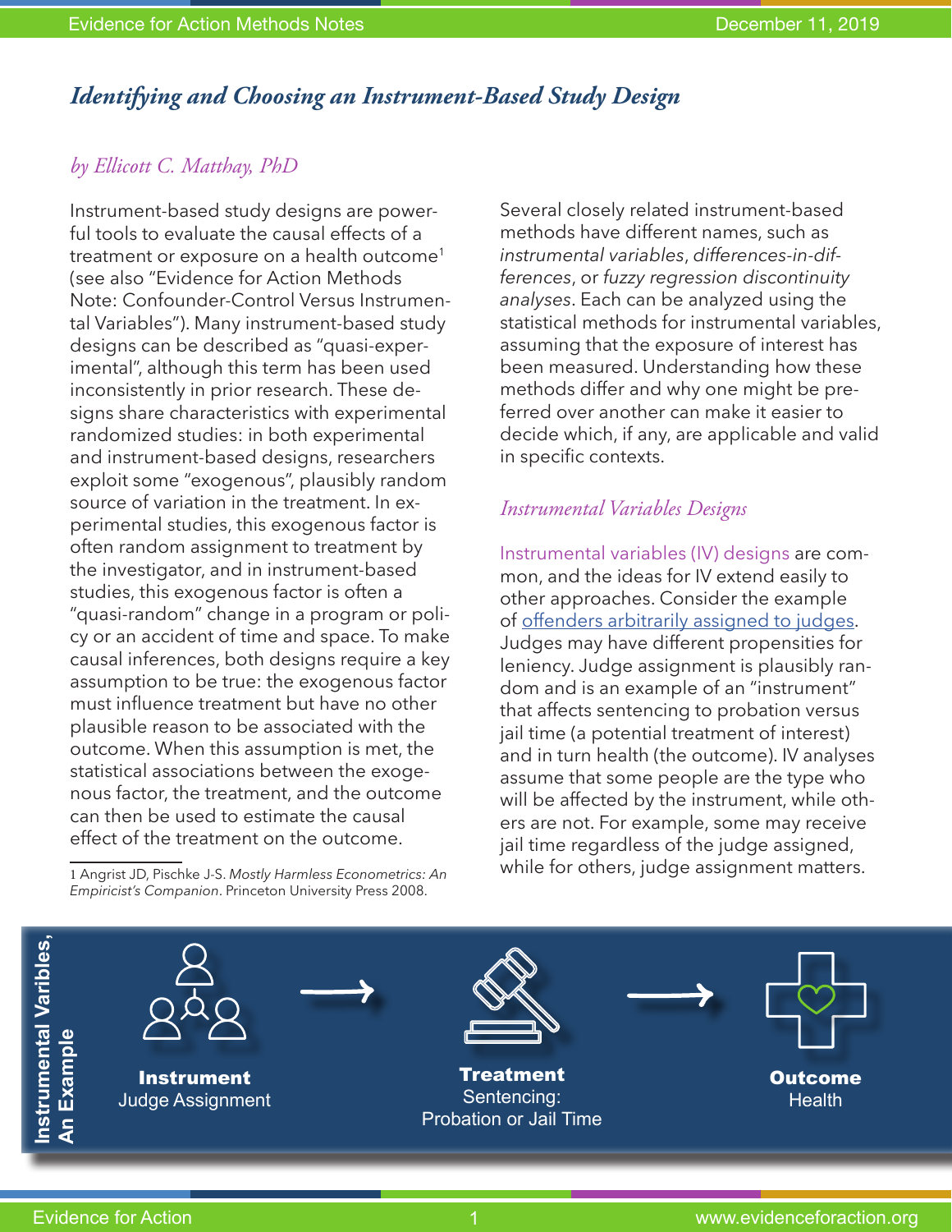# *Identifying and Choosing an Instrument-Based Study Design*

*by Ellicott C. Matthay, PhD*

Instrument-based study designs are powerful tools to evaluate the causal effects of a treatment or exposure on a health outcome[1] (see also "Evidence for Action Methods Note: Confounder-Control Versus Instrumental Variables"). Many instrument-based study designs can be described as "quasi-experimental", although this term has been used inconsistently in prior research. These designs share characteristics with experimental randomized studies: in both experimental and instrument-based designs, researchers exploit some "exogenous", plausibly random source of variation in the treatment. In experimental studies, this exogenous factor is often random assignment to treatment by the investigator, and in instrument-based studies, this exogenous factor is often a "quasi-random" change in a program or policy or an accident of time and space. To make causal inferences, both designs require a key assumption to be true: the exogenous factor must influence treatment but have no other plausible reason to be associated with the outcome. When this assumption is met, the statistical associations between the exogenous factor, the treatment, and the outcome can then be used to estimate the causal effect of the treatment on the outcome.

Several closely related instrument-based methods have different names, such as *instrumental variables*, *differences-in-differences*, or *fuzzy regression discontinuity analyses*. Each can be analyzed using the statistical methods for instrumental variables, assuming that the exposure of interest has been measured. Understanding how these methods differ and why one might be preferred over another can make it easier to decide which, if any, are applicable and valid in specific contexts.

## *Instrumental Variables Designs*

Instrumental variables (IV) designs are common, and the ideas for IV extend easily to other approaches. Consider the example of [offenders arbitrarily assigned to judges](). Judges may have different propensities for leniency. Judge assignment is plausibly random and is an example of an "instrument" that affects sentencing to probation versus jail time (a potential treatment of interest) and in turn health (the outcome). IV analyses assume that some people are the type who will be affected by the instrument, while others are not. For example, some may receive jail time regardless of the judge assigned, while for others, judge assignment matters.

**Instrumental Varibles, An Example**

**Instrument** Judge Assignment → **Treatment** Sentencing: Probation or Jail Time → **Outcome** Health

[1] Angrist JD, Pischke J-S. *Mostly Harmless Econometrics: An Empiricist's Companion*. Princeton University Press 2008.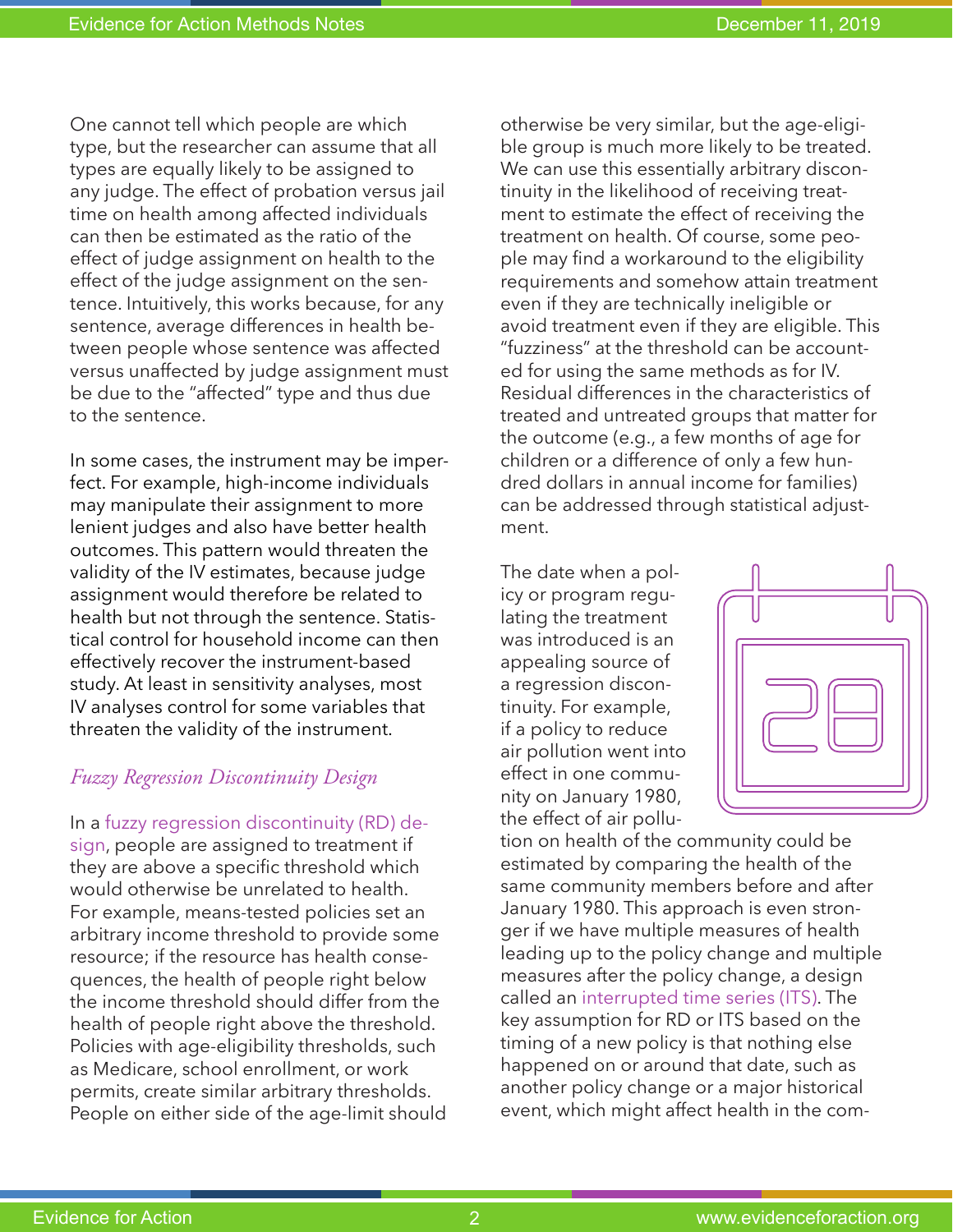One cannot tell which people are which type, but the researcher can assume that all types are equally likely to be assigned to any judge. The effect of probation versus jail time on health among affected individuals can then be estimated as the ratio of the effect of judge assignment on health to the effect of the judge assignment on the sentence. Intuitively, this works because, for any sentence, average differences in health between people whose sentence was affected versus unaffected by judge assignment must be due to the "affected" type and thus due to the sentence.

In some cases, the instrument may be imperfect. For example, high-income individuals may manipulate their assignment to more lenient judges and also have better health outcomes. This pattern would threaten the validity of the IV estimates, because judge assignment would therefore be related to health but not through the sentence. Statistical control for household income can then effectively recover the instrument-based study. At least in sensitivity analyses, most IV analyses control for some variables that threaten the validity of the instrument.

### *Fuzzy Regression Discontinuity Design*

In a fuzzy regression discontinuity (RD) design, people are assigned to treatment if they are above a specific threshold which would otherwise be unrelated to health. For example, means-tested policies set an arbitrary income threshold to provide some resource; if the resource has health consequences, the health of people right below the income threshold should differ from the health of people right above the threshold. Policies with age-eligibility thresholds, such as Medicare, school enrollment, or work permits, create similar arbitrary thresholds. People on either side of the age-limit should otherwise be very similar, but the age-eligible group is much more likely to be treated. We can use this essentially arbitrary discontinuity in the likelihood of receiving treatment to estimate the effect of receiving the treatment on health. Of course, some people may find a workaround to the eligibility requirements and somehow attain treatment even if they are technically ineligible or avoid treatment even if they are eligible. This "fuzziness" at the threshold can be accounted for using the same methods as for IV. Residual differences in the characteristics of treated and untreated groups that matter for the outcome (e.g., a few months of age for children or a difference of only a few hundred dollars in annual income for families) can be addressed through statistical adjustment.

The date when a policy or program regulating the treatment was introduced is an appealing source of a regression discontinuity. For example, if a policy to reduce air pollution went into effect in one community on January 1980, the effect of air pollution on health of the community could be estimated by comparing the health of the same community members before and after January 1980. This approach is even stronger if we have multiple measures of health leading up to the policy change and multiple measures after the policy change, a design called an interrupted time series (ITS). The key assumption for RD or ITS based on the timing of a new policy is that nothing else happened on or around that date, such as another policy change or a major historical event, which might affect health in the com-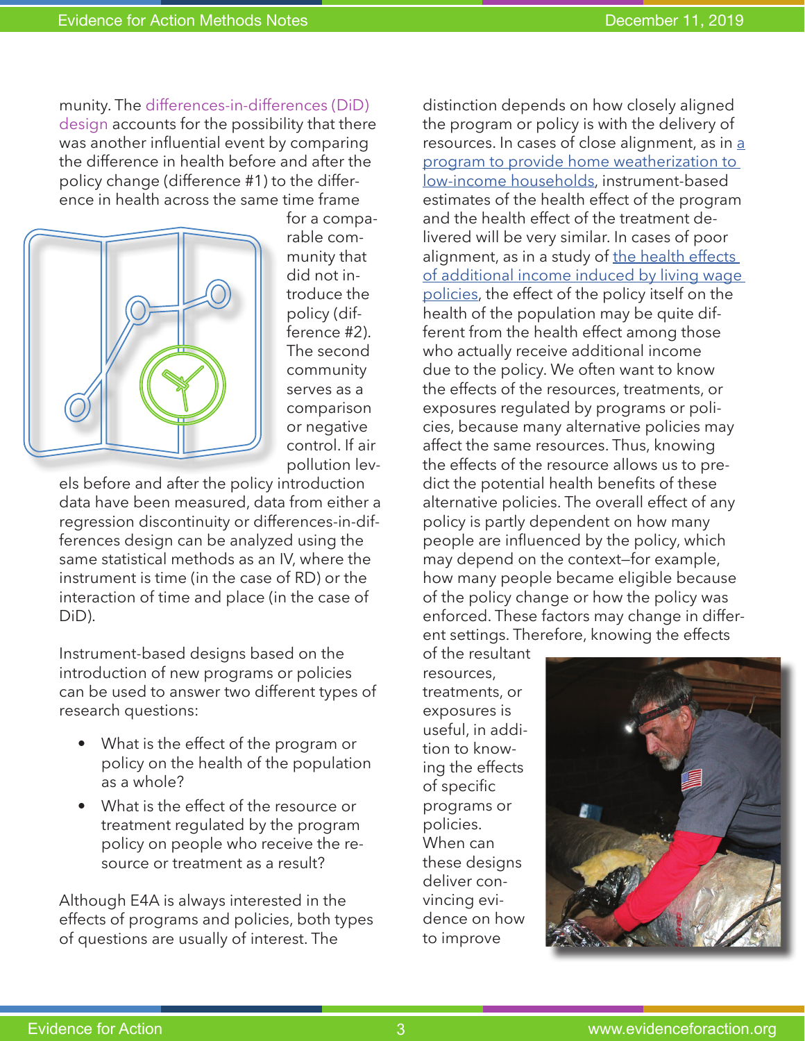munity. The differences-in-differences (DiD) design accounts for the possibility that there was another influential event by comparing the difference in health before and after the policy change (difference #1) to the difference in health across the same time frame for a comparable community that did not introduce the policy (difference #2). The second community serves as a comparison or negative control. If air pollution levels before and after the policy introduction data have been measured, data from either a regression discontinuity or differences-in-differences design can be analyzed using the same statistical methods as an IV, where the instrument is time (in the case of RD) or the interaction of time and place (in the case of DiD).

Instrument-based designs based on the introduction of new programs or policies can be used to answer two different types of research questions:

- What is the effect of the program or policy on the health of the population as a whole?
- What is the effect of the resource or treatment regulated by the program policy on people who receive the resource or treatment as a result?

Although E4A is always interested in the effects of programs and policies, both types of questions are usually of interest. The distinction depends on how closely aligned the program or policy is with the delivery of resources. In cases of close alignment, as in [a program to provide home weatherization to low-income households](), instrument-based estimates of the health effect of the program and the health effect of the treatment delivered will be very similar. In cases of poor alignment, as in a study of [the health effects of additional income induced by living wage policies](), the effect of the policy itself on the health of the population may be quite different from the health effect among those who actually receive additional income due to the policy. We often want to know the effects of the resources, treatments, or exposures regulated by programs or policies, because many alternative policies may affect the same resources. Thus, knowing the effects of the resource allows us to predict the potential health benefits of these alternative policies. The overall effect of any policy is partly dependent on how many people are influenced by the policy, which may depend on the context—for example, how many people became eligible because of the policy change or how the policy was enforced. These factors may change in different settings. Therefore, knowing the effects of the resultant resources, treatments, or exposures is useful, in addition to knowing the effects of specific programs or policies. When can these designs deliver convincing evidence on how to improve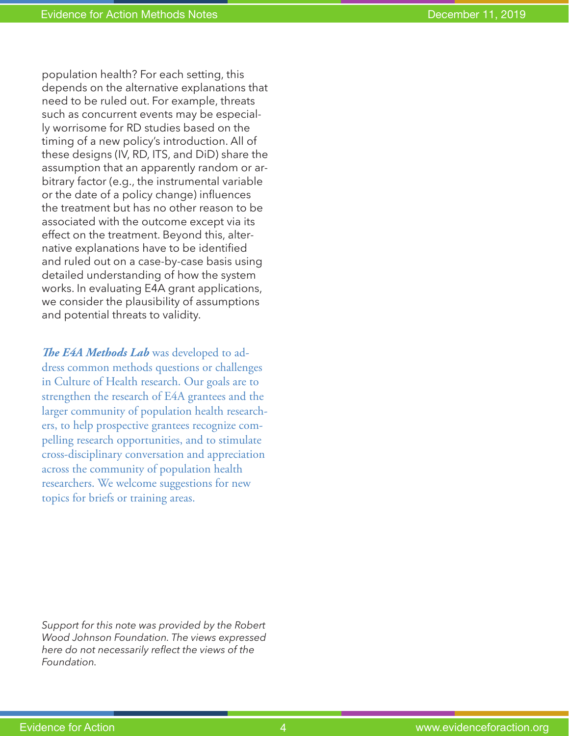population health? For each setting, this depends on the alternative explanations that need to be ruled out. For example, threats such as concurrent events may be especially worrisome for RD studies based on the timing of a new policy's introduction. All of these designs (IV, RD, ITS, and DiD) share the assumption that an apparently random or arbitrary factor (e.g., the instrumental variable or the date of a policy change) influences the treatment but has no other reason to be associated with the outcome except via its effect on the treatment. Beyond this, alternative explanations have to be identified and ruled out on a case-by-case basis using detailed understanding of how the system works. In evaluating E4A grant applications, we consider the plausibility of assumptions and potential threats to validity.

***The E4A Methods Lab*** was developed to address common methods questions or challenges in Culture of Health research. Our goals are to strengthen the research of E4A grantees and the larger community of population health researchers, to help prospective grantees recognize compelling research opportunities, and to stimulate cross-disciplinary conversation and appreciation across the community of population health researchers. We welcome suggestions for new topics for briefs or training areas.

*Support for this note was provided by the Robert Wood Johnson Foundation. The views expressed here do not necessarily reflect the views of the Foundation.*